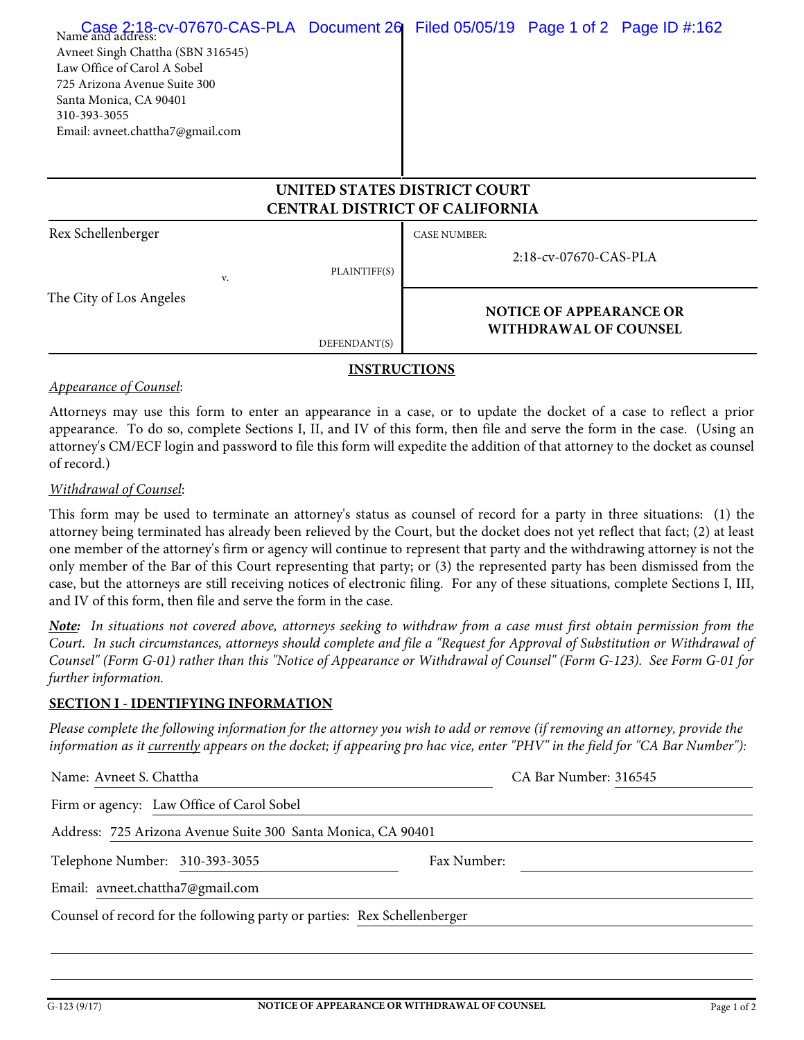Name and address:
Avneet Singh Chattha (SBN 316545)
Law Office of Carol A Sobel
725 Arizona Avenue Suite 300
Santa Monica, CA 90401
310-393-3055
Email: avneet.chattha7@gmail.com

**UNITED STATES DISTRICT COURT**
**CENTRAL DISTRICT OF CALIFORNIA**

| | |
|---|---|
| Rex Schellenberger<br>PLAINTIFF(S)<br>v.<br>The City of Los Angeles<br>DEFENDANT(S) | CASE NUMBER:<br>2:18-cv-07670-CAS-PLA<br><br>**NOTICE OF APPEARANCE OR WITHDRAWAL OF COUNSEL** |

**INSTRUCTIONS**

*Appearance of Counsel*:

Attorneys may use this form to enter an appearance in a case, or to update the docket of a case to reflect a prior appearance. To do so, complete Sections I, II, and IV of this form, then file and serve the form in the case. (Using an attorney's CM/ECF login and password to file this form will expedite the addition of that attorney to the docket as counsel of record.)

*Withdrawal of Counsel*:

This form may be used to terminate an attorney's status as counsel of record for a party in three situations: (1) the attorney being terminated has already been relieved by the Court, but the docket does not yet reflect that fact; (2) at least one member of the attorney's firm or agency will continue to represent that party and the withdrawing attorney is not the only member of the Bar of this Court representing that party; or (3) the represented party has been dismissed from the case, but the attorneys are still receiving notices of electronic filing. For any of these situations, complete Sections I, III, and IV of this form, then file and serve the form in the case.

***Note:*** *In situations not covered above, attorneys seeking to withdraw from a case must first obtain permission from the Court. In such circumstances, attorneys should complete and file a "Request for Approval of Substitution or Withdrawal of Counsel" (Form G-01) rather than this "Notice of Appearance or Withdrawal of Counsel" (Form G-123). See Form G-01 for further information.*

**SECTION I - IDENTIFYING INFORMATION**

*Please complete the following information for the attorney you wish to add or remove (if removing an attorney, provide the information as it currently appears on the docket; if appearing pro hac vice, enter "PHV" in the field for "CA Bar Number"):*

Name: Avneet S. Chattha CA Bar Number: 316545

Firm or agency: Law Office of Carol Sobel

Address: 725 Arizona Avenue Suite 300 Santa Monica, CA 90401

Telephone Number: 310-393-3055 Fax Number:

Email: avneet.chattha7@gmail.com

Counsel of record for the following party or parties: Rex Schellenberger

G-123 (9/17) NOTICE OF APPEARANCE OR WITHDRAWAL OF COUNSEL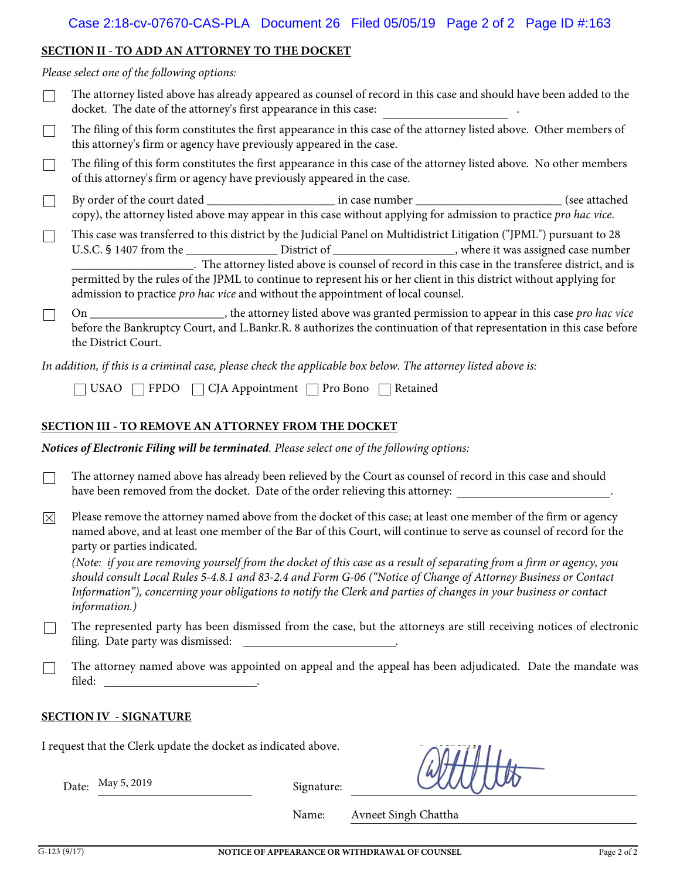## SECTION II - TO ADD AN ATTORNEY TO THE DOCKET

*Please select one of the following options:*

- ☐ The attorney listed above has already appeared as counsel of record in this case and should have been added to the docket. The date of the attorney's first appearance in this case: ____________________.
- ☐ The filing of this form constitutes the first appearance in this case of the attorney listed above. Other members of this attorney's firm or agency have previously appeared in the case.
- ☐ The filing of this form constitutes the first appearance in this case of the attorney listed above. No other members of this attorney's firm or agency have previously appeared in the case.
- ☐ By order of the court dated ____________________ in case number ______________________ (see attached copy), the attorney listed above may appear in this case without applying for admission to practice *pro hac vice.*
- ☐ This case was transferred to this district by the Judicial Panel on Multidistrict Litigation ("JPML") pursuant to 28 U.S.C. § 1407 from the ______________ District of ___________________, where it was assigned case number ___________________. The attorney listed above is counsel of record in this case in the transferee district, and is permitted by the rules of the JPML to continue to represent his or her client in this district without applying for admission to practice *pro hac vice* and without the appointment of local counsel.
- ☐ On ____________________, the attorney listed above was granted permission to appear in this case *pro hac vice* before the Bankruptcy Court, and L.Bankr.R. 8 authorizes the continuation of that representation in this case before the District Court.

*In addition, if this is a criminal case, please check the applicable box below. The attorney listed above is:*

☐ USAO ☐ FPDO ☐ CJA Appointment ☐ Pro Bono ☐ Retained

## SECTION III - TO REMOVE AN ATTORNEY FROM THE DOCKET

***Notices of Electronic Filing will be terminated****. Please select one of the following options:*

- ☐ The attorney named above has already been relieved by the Court as counsel of record in this case and should have been removed from the docket. Date of the order relieving this attorney: ____________________.
- ☒ Please remove the attorney named above from the docket of this case; at least one member of the firm or agency named above, and at least one member of the Bar of this Court, will continue to serve as counsel of record for the party or parties indicated.
  *(Note: if you are removing yourself from the docket of this case as a result of separating from a firm or agency, you should consult Local Rules 5-4.8.1 and 83-2.4 and Form G-06 ("Notice of Change of Attorney Business or Contact Information"), concerning your obligations to notify the Clerk and parties of changes in your business or contact information.)*
- ☐ The represented party has been dismissed from the case, but the attorneys are still receiving notices of electronic filing. Date party was dismissed: ____________________.
- ☐ The attorney named above was appointed on appeal and the appeal has been adjudicated. Date the mandate was filed: ____________________.

## SECTION IV - SIGNATURE

I request that the Clerk update the docket as indicated above.

Date: May 5, 2019

Signature: [signature]

Name: Avneet Singh Chattha

G-123 (9/17) NOTICE OF APPEARANCE OR WITHDRAWAL OF COUNSEL